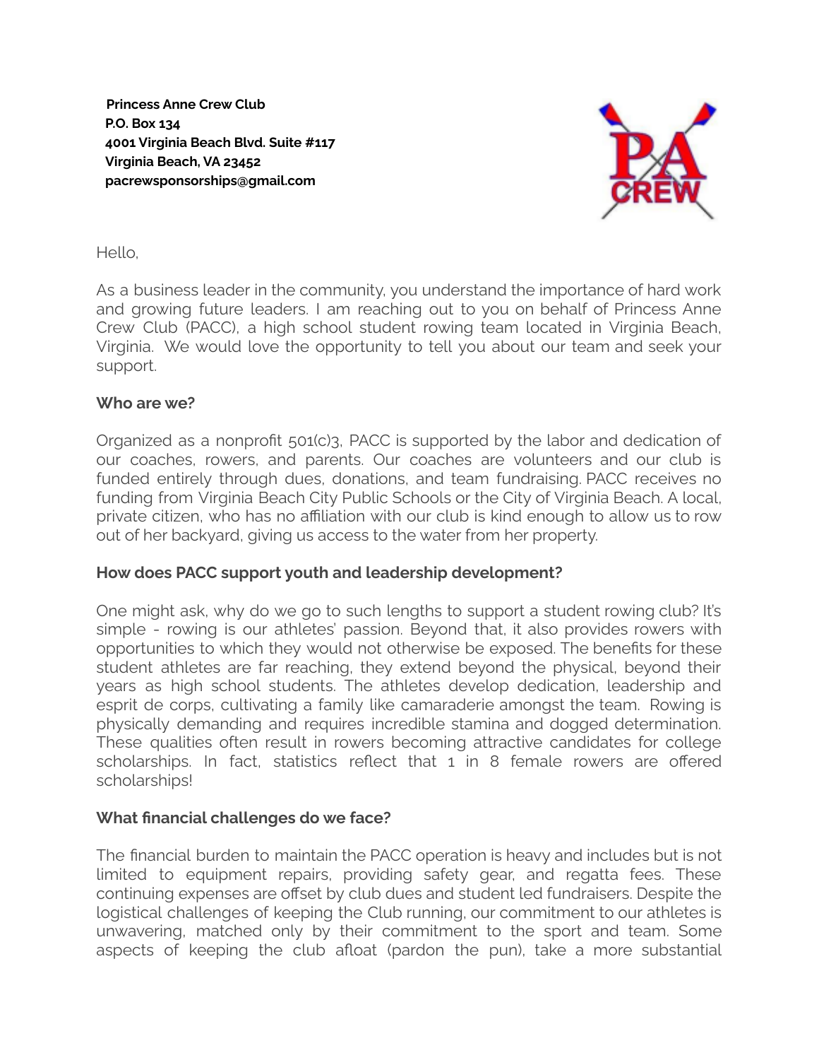**Princess Anne Crew Club**
**P.O. Box 134**
**4001 Virginia Beach Blvd. Suite #117**
**Virginia Beach, VA 23452**
**pacrewsponsorships@gmail.com**

Hello,

As a business leader in the community, you understand the importance of hard work and growing future leaders. I am reaching out to you on behalf of Princess Anne Crew Club (PACC), a high school student rowing team located in Virginia Beach, Virginia. We would love the opportunity to tell you about our team and seek your support.

### Who are we?

Organized as a nonprofit 501(c)3, PACC is supported by the labor and dedication of our coaches, rowers, and parents. Our coaches are volunteers and our club is funded entirely through dues, donations, and team fundraising. PACC receives no funding from Virginia Beach City Public Schools or the City of Virginia Beach. A local, private citizen, who has no affiliation with our club is kind enough to allow us to row out of her backyard, giving us access to the water from her property.

### How does PACC support youth and leadership development?

One might ask, why do we go to such lengths to support a student rowing club? It's simple - rowing is our athletes' passion. Beyond that, it also provides rowers with opportunities to which they would not otherwise be exposed. The benefits for these student athletes are far reaching, they extend beyond the physical, beyond their years as high school students. The athletes develop dedication, leadership and esprit de corps, cultivating a family like camaraderie amongst the team. Rowing is physically demanding and requires incredible stamina and dogged determination. These qualities often result in rowers becoming attractive candidates for college scholarships. In fact, statistics reflect that 1 in 8 female rowers are offered scholarships!

### What financial challenges do we face?

The financial burden to maintain the PACC operation is heavy and includes but is not limited to equipment repairs, providing safety gear, and regatta fees. These continuing expenses are offset by club dues and student led fundraisers. Despite the logistical challenges of keeping the Club running, our commitment to our athletes is unwavering, matched only by their commitment to the sport and team. Some aspects of keeping the club afloat (pardon the pun), take a more substantial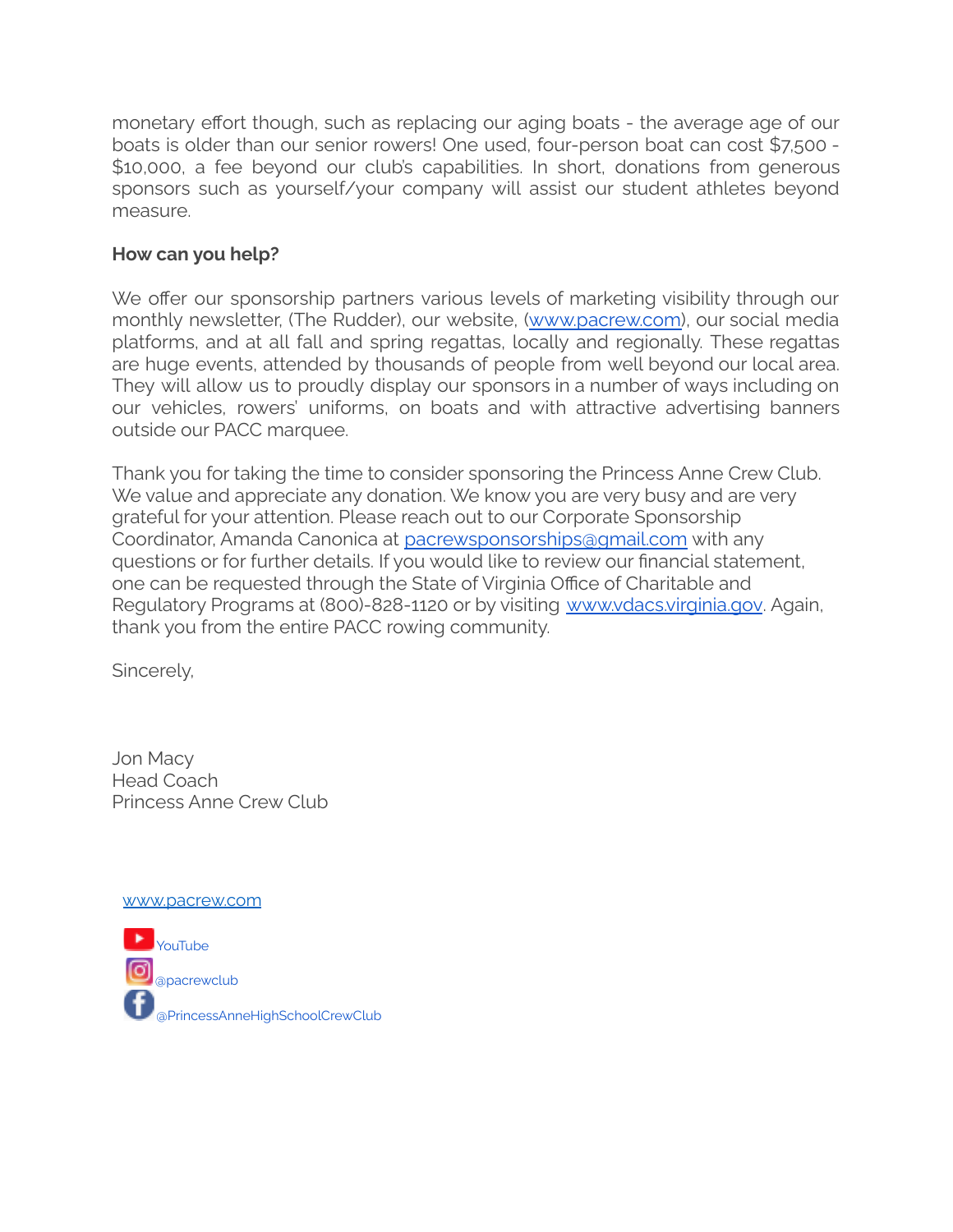monetary effort though, such as replacing our aging boats - the average age of our boats is older than our senior rowers! One used, four-person boat can cost $7,500 - $10,000, a fee beyond our club's capabilities. In short, donations from generous sponsors such as yourself/your company will assist our student athletes beyond measure.

**How can you help?**

We offer our sponsorship partners various levels of marketing visibility through our monthly newsletter, (The Rudder), our website, ([www.pacrew.com](http://www.pacrew.com)), our social media platforms, and at all fall and spring regattas, locally and regionally. These regattas are huge events, attended by thousands of people from well beyond our local area. They will allow us to proudly display our sponsors in a number of ways including on our vehicles, rowers' uniforms, on boats and with attractive advertising banners outside our PACC marquee.

Thank you for taking the time to consider sponsoring the Princess Anne Crew Club. We value and appreciate any donation. We know you are very busy and are very grateful for your attention. Please reach out to our Corporate Sponsorship Coordinator, Amanda Canonica at [pacrewsponsorships@gmail.com](mailto:pacrewsponsorships@gmail.com) with any questions or for further details. If you would like to review our financial statement, one can be requested through the State of Virginia Office of Charitable and Regulatory Programs at (800)-828-1120 or by visiting [www.vdacs.virginia.gov](http://www.vdacs.virginia.gov). Again, thank you from the entire PACC rowing community.

Sincerely,

Jon Macy
Head Coach
Princess Anne Crew Club

[www.pacrew.com](http://www.pacrew.com)

YouTube
@pacrewclub
@PrincessAnneHighSchoolCrewClub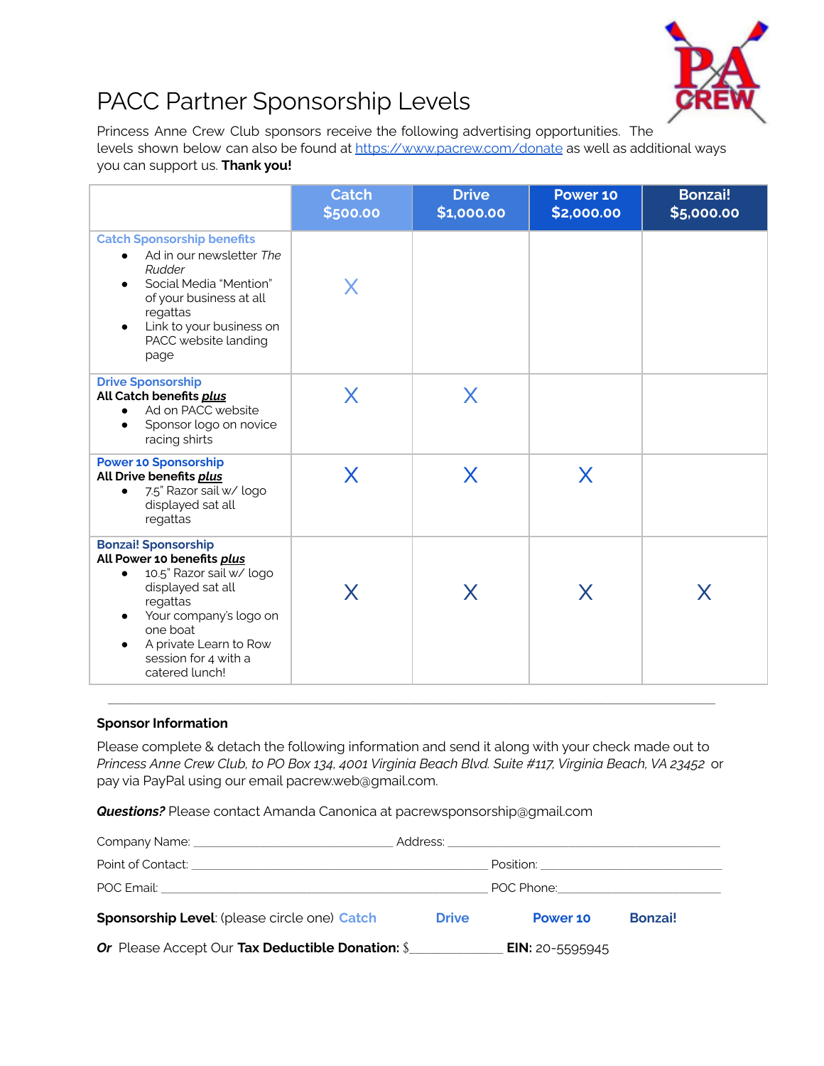# PACC Partner Sponsorship Levels

Princess Anne Crew Club sponsors receive the following advertising opportunities. The levels shown below can also be found at https://www.pacrew.com/donate as well as additional ways you can support us. **Thank you!**

| | Catch $500.00 | Drive $1,000.00 | Power 10 $2,000.00 | Bonzai! $5,000.00 |
|---|---|---|---|---|
| **Catch Sponsorship benefits**<br>• Ad in our newsletter *The Rudder*<br>• Social Media "Mention" of your business at all regattas<br>• Link to your business on PACC website landing page | X | | | |
| **Drive Sponsorship**<br>**All Catch benefits *plus***<br>• Ad on PACC website<br>• Sponsor logo on novice racing shirts | X | X | | |
| **Power 10 Sponsorship**<br>**All Drive benefits *plus***<br>• 7.5" Razor sail w/ logo displayed sat all regattas | X | X | X | |
| **Bonzai! Sponsorship**<br>**All Power 10 benefits *plus***<br>• 10.5" Razor sail w/ logo displayed sat all regattas<br>• Your company's logo on one boat<br>• A private Learn to Row session for 4 with a catered lunch! | X | X | X | X |

---

**Sponsor Information**

Please complete & detach the following information and send it along with your check made out to *Princess Anne Crew Club, to PO Box 134, 4001 Virginia Beach Blvd. Suite #117, Virginia Beach, VA 23452* or pay via PayPal using our email pacrew.web@gmail.com.

***Questions?*** Please contact Amanda Canonica at pacrewsponsorship@gmail.com

Company Name: ______________________________ Address: ________________________________________

Point of Contact: ____________________________________________ Position: ___________________________

POC Email: _______________________________________________ POC Phone:__________________________

**Sponsorship Level**: (please circle one) **Catch** **Drive** **Power 10** **Bonzai!**

***Or*** Please Accept Our **Tax Deductible Donation:** $_____________ **EIN:** 20-5595945